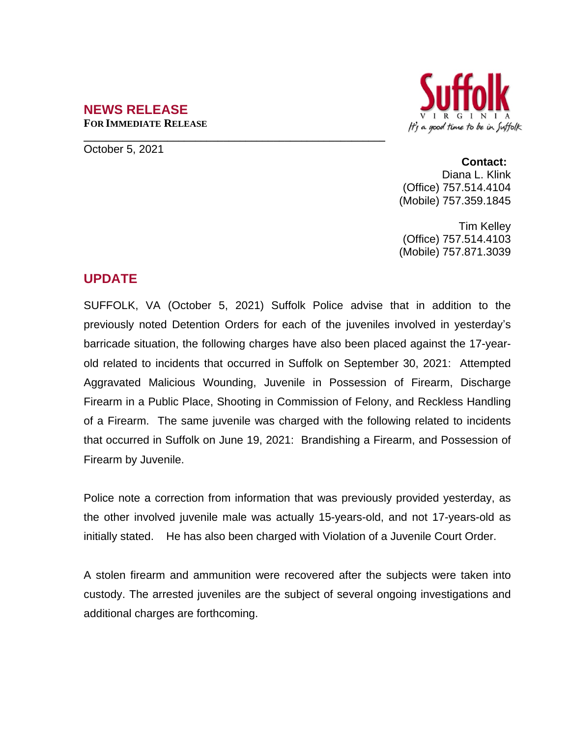## NEWS RELEASE

**FOR IMMEDIATE RELEASE**

October 5, 2021

Suffolk
VIRGINIA
It's a good time to be in Suffolk

**Contact:**
Diana L. Klink
(Office) 757.514.4104
(Mobile) 757.359.1845

Tim Kelley
(Office) 757.514.4103
(Mobile) 757.871.3039

## UPDATE

SUFFOLK, VA (October 5, 2021) Suffolk Police advise that in addition to the previously noted Detention Orders for each of the juveniles involved in yesterday's barricade situation, the following charges have also been placed against the 17-year-old related to incidents that occurred in Suffolk on September 30, 2021: Attempted Aggravated Malicious Wounding, Juvenile in Possession of Firearm, Discharge Firearm in a Public Place, Shooting in Commission of Felony, and Reckless Handling of a Firearm. The same juvenile was charged with the following related to incidents that occurred in Suffolk on June 19, 2021: Brandishing a Firearm, and Possession of Firearm by Juvenile.

Police note a correction from information that was previously provided yesterday, as the other involved juvenile male was actually 15-years-old, and not 17-years-old as initially stated. He has also been charged with Violation of a Juvenile Court Order.

A stolen firearm and ammunition were recovered after the subjects were taken into custody. The arrested juveniles are the subject of several ongoing investigations and additional charges are forthcoming.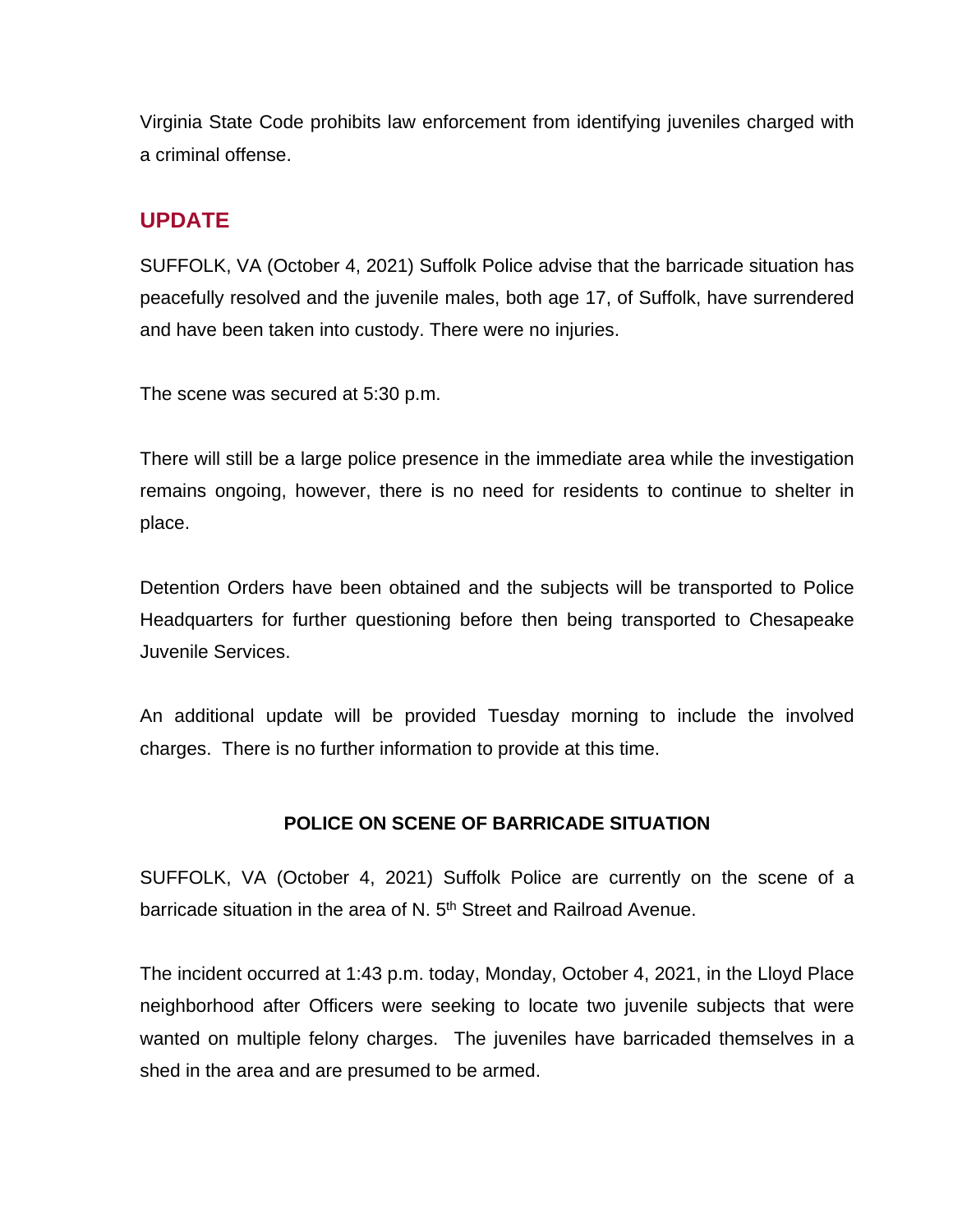Virginia State Code prohibits law enforcement from identifying juveniles charged with a criminal offense.

## UPDATE

SUFFOLK, VA (October 4, 2021) Suffolk Police advise that the barricade situation has peacefully resolved and the juvenile males, both age 17, of Suffolk, have surrendered and have been taken into custody. There were no injuries.

The scene was secured at 5:30 p.m.

There will still be a large police presence in the immediate area while the investigation remains ongoing, however, there is no need for residents to continue to shelter in place.

Detention Orders have been obtained and the subjects will be transported to Police Headquarters for further questioning before then being transported to Chesapeake Juvenile Services.

An additional update will be provided Tuesday morning to include the involved charges. There is no further information to provide at this time.

**POLICE ON SCENE OF BARRICADE SITUATION**

SUFFOLK, VA (October 4, 2021) Suffolk Police are currently on the scene of a barricade situation in the area of N. 5th Street and Railroad Avenue.

The incident occurred at 1:43 p.m. today, Monday, October 4, 2021, in the Lloyd Place neighborhood after Officers were seeking to locate two juvenile subjects that were wanted on multiple felony charges. The juveniles have barricaded themselves in a shed in the area and are presumed to be armed.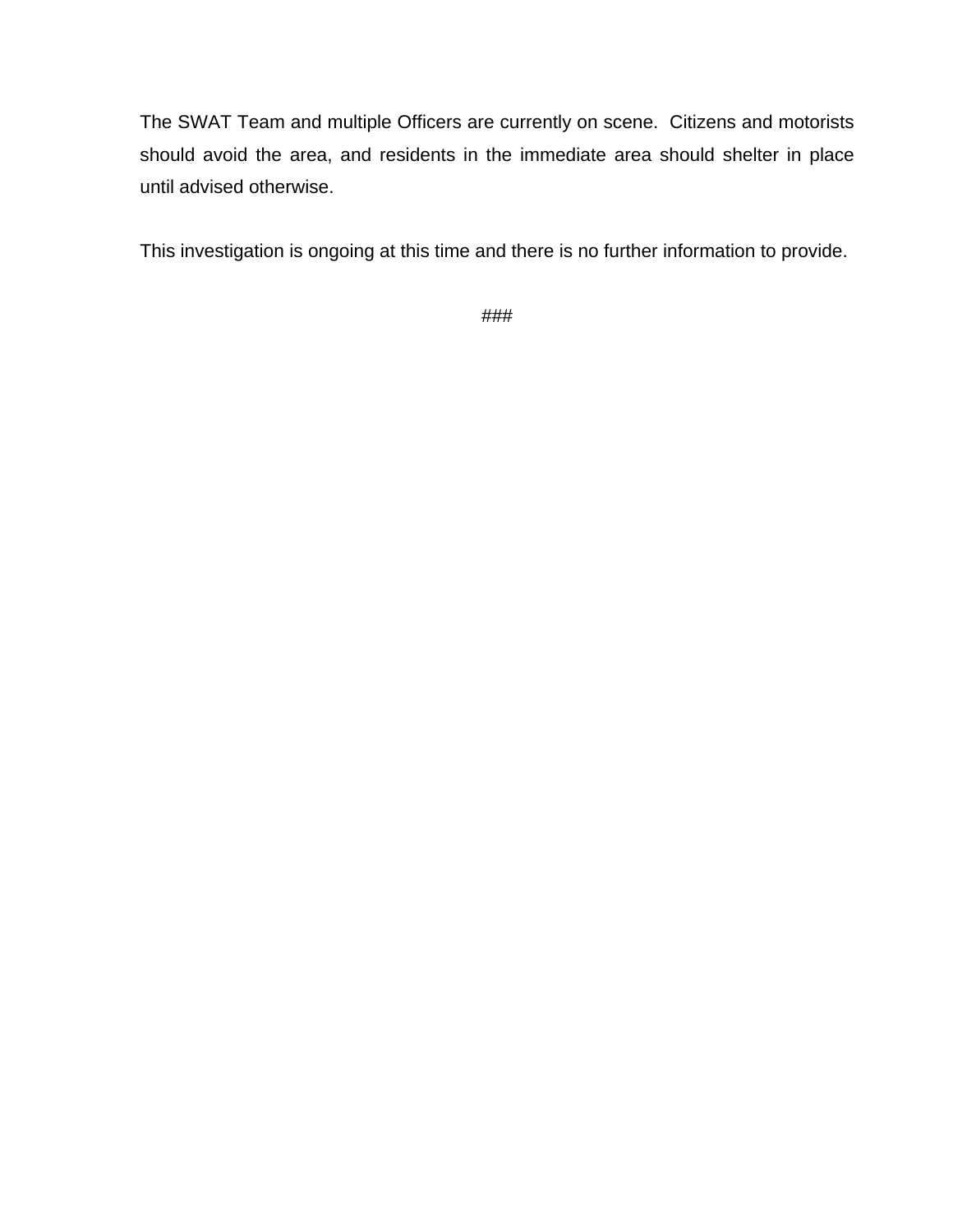The SWAT Team and multiple Officers are currently on scene.  Citizens and motorists should avoid the area, and residents in the immediate area should shelter in place until advised otherwise.

This investigation is ongoing at this time and there is no further information to provide.

###